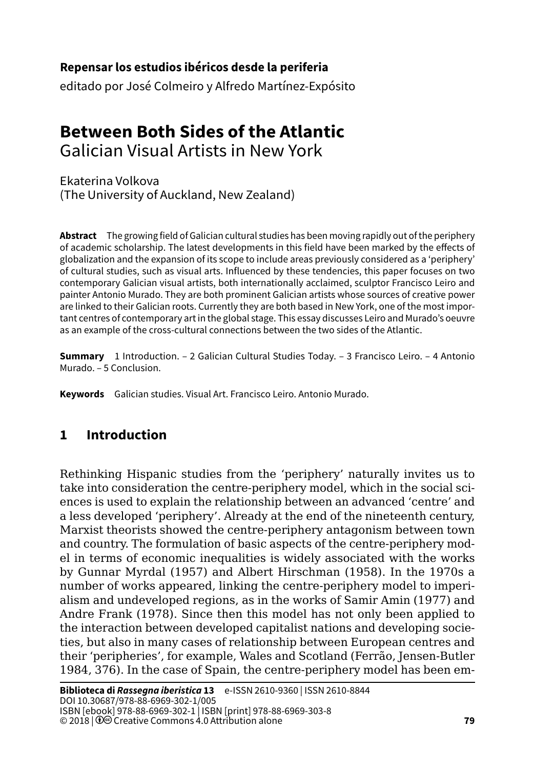**Repensar los estudios ibéricos desde la periferia**

editado por José Colmeiro y Alfredo Martínez-Expósito

# Between Both Sides of the Atlantic

## Galician Visual Artists in New York

Ekaterina Volkova
(The University of Auckland, New Zealand)

**Abstract** The growing field of Galician cultural studies has been moving rapidly out of the periphery of academic scholarship. The latest developments in this field have been marked by the effects of globalization and the expansion of its scope to include areas previously considered as a 'periphery' of cultural studies, such as visual arts. Influenced by these tendencies, this paper focuses on two contemporary Galician visual artists, both internationally acclaimed, sculptor Francisco Leiro and painter Antonio Murado. They are both prominent Galician artists whose sources of creative power are linked to their Galician roots. Currently they are both based in New York, one of the most important centres of contemporary art in the global stage. This essay discusses Leiro and Murado's oeuvre as an example of the cross-cultural connections between the two sides of the Atlantic.

**Summary** 1 Introduction. – 2 Galician Cultural Studies Today. – 3 Francisco Leiro. – 4 Antonio Murado. – 5 Conclusion.

**Keywords** Galician studies. Visual Art. Francisco Leiro. Antonio Murado.

## 1 Introduction

Rethinking Hispanic studies from the 'periphery' naturally invites us to take into consideration the centre-periphery model, which in the social sciences is used to explain the relationship between an advanced 'centre' and a less developed 'periphery'. Already at the end of the nineteenth century, Marxist theorists showed the centre-periphery antagonism between town and country. The formulation of basic aspects of the centre-periphery model in terms of economic inequalities is widely associated with the works by Gunnar Myrdal (1957) and Albert Hirschman (1958). In the 1970s a number of works appeared, linking the centre-periphery model to imperialism and undeveloped regions, as in the works of Samir Amin (1977) and Andre Frank (1978). Since then this model has not only been applied to the interaction between developed capitalist nations and developing societies, but also in many cases of relationship between European centres and their 'peripheries', for example, Wales and Scotland (Ferrão, Jensen-Butler 1984, 376). In the case of Spain, the centre-periphery model has been em-

**Biblioteca di *Rassegna iberistica* 13** e-ISSN 2610-9360 | ISSN 2610-8844
DOI 10.30687/978-88-6969-302-1/005
ISBN [ebook] 978-88-6969-302-1 | ISBN [print] 978-88-6969-303-8
© 2018 | Creative Commons 4.0 Attribution alone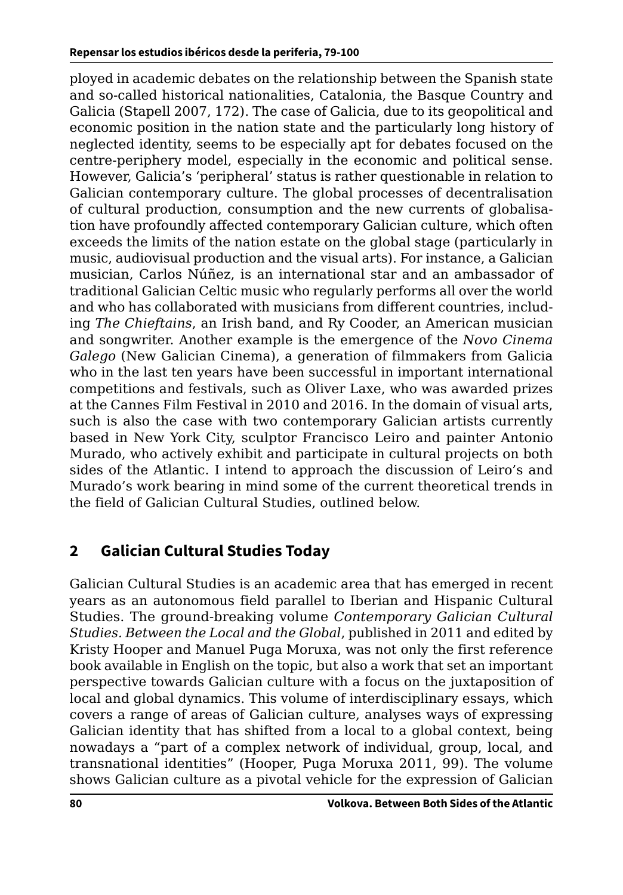ployed in academic debates on the relationship between the Spanish state and so-called historical nationalities, Catalonia, the Basque Country and Galicia (Stapell 2007, 172). The case of Galicia, due to its geopolitical and economic position in the nation state and the particularly long history of neglected identity, seems to be especially apt for debates focused on the centre-periphery model, especially in the economic and political sense. However, Galicia's 'peripheral' status is rather questionable in relation to Galician contemporary culture. The global processes of decentralisation of cultural production, consumption and the new currents of globalisation have profoundly affected contemporary Galician culture, which often exceeds the limits of the nation estate on the global stage (particularly in music, audiovisual production and the visual arts). For instance, a Galician musician, Carlos Núñez, is an international star and an ambassador of traditional Galician Celtic music who regularly performs all over the world and who has collaborated with musicians from different countries, including *The Chieftains*, an Irish band, and Ry Cooder, an American musician and songwriter. Another example is the emergence of the *Novo Cinema Galego* (New Galician Cinema), a generation of filmmakers from Galicia who in the last ten years have been successful in important international competitions and festivals, such as Oliver Laxe, who was awarded prizes at the Cannes Film Festival in 2010 and 2016. In the domain of visual arts, such is also the case with two contemporary Galician artists currently based in New York City, sculptor Francisco Leiro and painter Antonio Murado, who actively exhibit and participate in cultural projects on both sides of the Atlantic. I intend to approach the discussion of Leiro's and Murado's work bearing in mind some of the current theoretical trends in the field of Galician Cultural Studies, outlined below.

## 2 Galician Cultural Studies Today

Galician Cultural Studies is an academic area that has emerged in recent years as an autonomous field parallel to Iberian and Hispanic Cultural Studies. The ground-breaking volume *Contemporary Galician Cultural Studies. Between the Local and the Global*, published in 2011 and edited by Kristy Hooper and Manuel Puga Moruxa, was not only the first reference book available in English on the topic, but also a work that set an important perspective towards Galician culture with a focus on the juxtaposition of local and global dynamics. This volume of interdisciplinary essays, which covers a range of areas of Galician culture, analyses ways of expressing Galician identity that has shifted from a local to a global context, being nowadays a "part of a complex network of individual, group, local, and transnational identities" (Hooper, Puga Moruxa 2011, 99). The volume shows Galician culture as a pivotal vehicle for the expression of Galician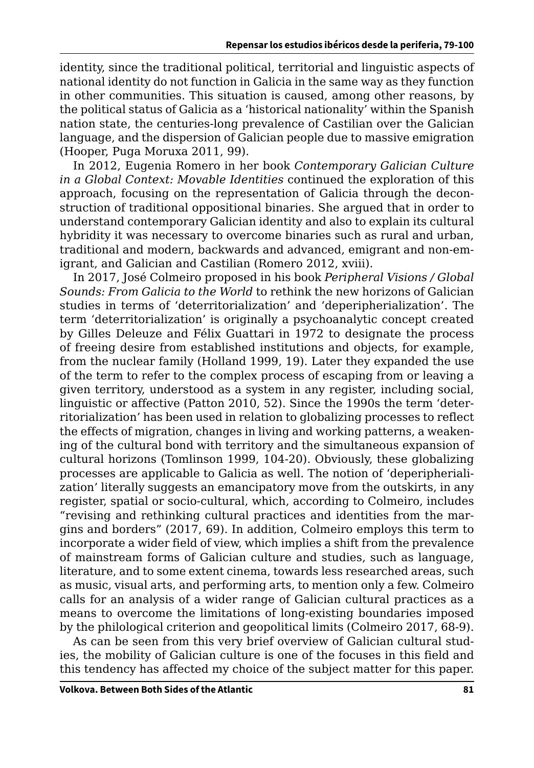identity, since the traditional political, territorial and linguistic aspects of national identity do not function in Galicia in the same way as they function in other communities. This situation is caused, among other reasons, by the political status of Galicia as a 'historical nationality' within the Spanish nation state, the centuries-long prevalence of Castilian over the Galician language, and the dispersion of Galician people due to massive emigration (Hooper, Puga Moruxa 2011, 99).

In 2012, Eugenia Romero in her book *Contemporary Galician Culture in a Global Context: Movable Identities* continued the exploration of this approach, focusing on the representation of Galicia through the deconstruction of traditional oppositional binaries. She argued that in order to understand contemporary Galician identity and also to explain its cultural hybridity it was necessary to overcome binaries such as rural and urban, traditional and modern, backwards and advanced, emigrant and non-emigrant, and Galician and Castilian (Romero 2012, xviii).

In 2017, José Colmeiro proposed in his book *Peripheral Visions / Global Sounds: From Galicia to the World* to rethink the new horizons of Galician studies in terms of 'deterritorialization' and 'deperipherialization'. The term 'deterritorialization' is originally a psychoanalytic concept created by Gilles Deleuze and Félix Guattari in 1972 to designate the process of freeing desire from established institutions and objects, for example, from the nuclear family (Holland 1999, 19). Later they expanded the use of the term to refer to the complex process of escaping from or leaving a given territory, understood as a system in any register, including social, linguistic or affective (Patton 2010, 52). Since the 1990s the term 'deterritorialization' has been used in relation to globalizing processes to reflect the effects of migration, changes in living and working patterns, a weakening of the cultural bond with territory and the simultaneous expansion of cultural horizons (Tomlinson 1999, 104-20). Obviously, these globalizing processes are applicable to Galicia as well. The notion of 'deperipherialization' literally suggests an emancipatory move from the outskirts, in any register, spatial or socio-cultural, which, according to Colmeiro, includes "revising and rethinking cultural practices and identities from the margins and borders" (2017, 69). In addition, Colmeiro employs this term to incorporate a wider field of view, which implies a shift from the prevalence of mainstream forms of Galician culture and studies, such as language, literature, and to some extent cinema, towards less researched areas, such as music, visual arts, and performing arts, to mention only a few. Colmeiro calls for an analysis of a wider range of Galician cultural practices as a means to overcome the limitations of long-existing boundaries imposed by the philological criterion and geopolitical limits (Colmeiro 2017, 68-9).

As can be seen from this very brief overview of Galician cultural studies, the mobility of Galician culture is one of the focuses in this field and this tendency has affected my choice of the subject matter for this paper.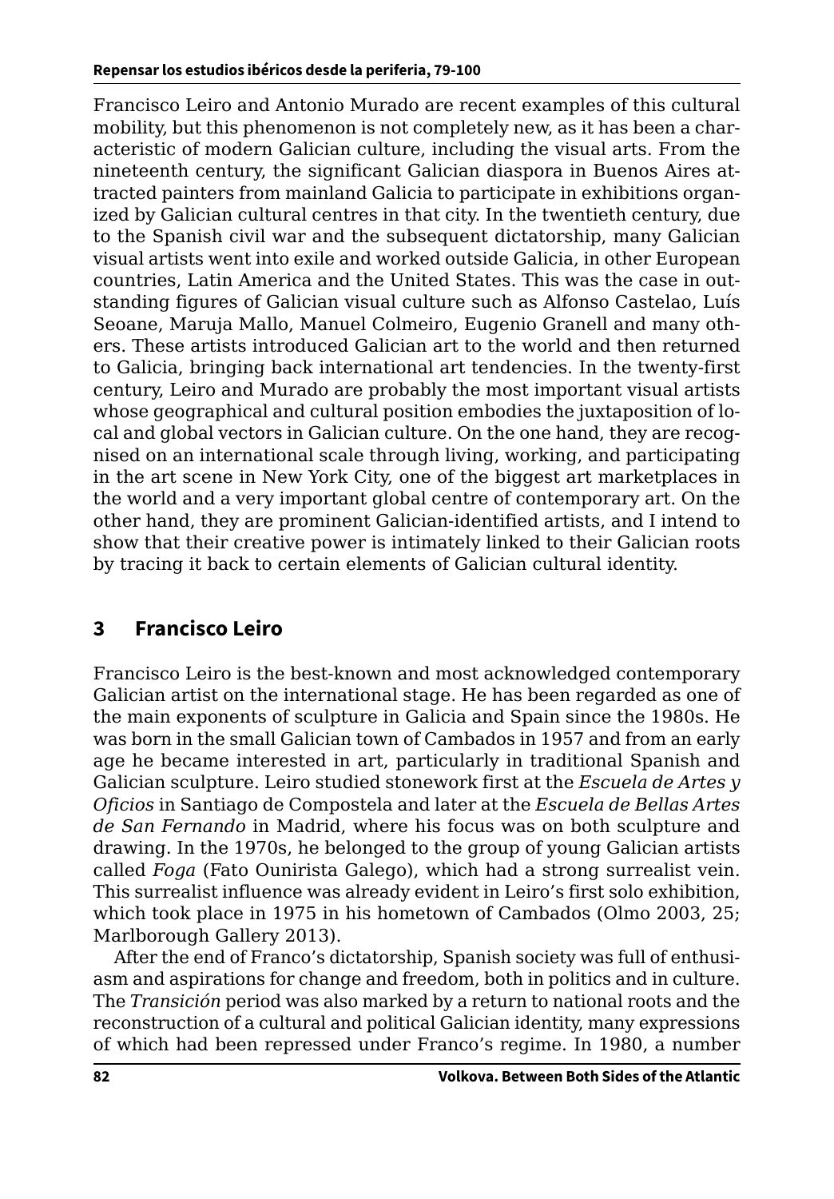Francisco Leiro and Antonio Murado are recent examples of this cultural mobility, but this phenomenon is not completely new, as it has been a characteristic of modern Galician culture, including the visual arts. From the nineteenth century, the significant Galician diaspora in Buenos Aires attracted painters from mainland Galicia to participate in exhibitions organized by Galician cultural centres in that city. In the twentieth century, due to the Spanish civil war and the subsequent dictatorship, many Galician visual artists went into exile and worked outside Galicia, in other European countries, Latin America and the United States. This was the case in outstanding figures of Galician visual culture such as Alfonso Castelao, Luís Seoane, Maruja Mallo, Manuel Colmeiro, Eugenio Granell and many others. These artists introduced Galician art to the world and then returned to Galicia, bringing back international art tendencies. In the twenty-first century, Leiro and Murado are probably the most important visual artists whose geographical and cultural position embodies the juxtaposition of local and global vectors in Galician culture. On the one hand, they are recognised on an international scale through living, working, and participating in the art scene in New York City, one of the biggest art marketplaces in the world and a very important global centre of contemporary art. On the other hand, they are prominent Galician-identified artists, and I intend to show that their creative power is intimately linked to their Galician roots by tracing it back to certain elements of Galician cultural identity.

## 3 Francisco Leiro

Francisco Leiro is the best-known and most acknowledged contemporary Galician artist on the international stage. He has been regarded as one of the main exponents of sculpture in Galicia and Spain since the 1980s. He was born in the small Galician town of Cambados in 1957 and from an early age he became interested in art, particularly in traditional Spanish and Galician sculpture. Leiro studied stonework first at the *Escuela de Artes y Oficios* in Santiago de Compostela and later at the *Escuela de Bellas Artes de San Fernando* in Madrid, where his focus was on both sculpture and drawing. In the 1970s, he belonged to the group of young Galician artists called *Foga* (Fato Ounirista Galego), which had a strong surrealist vein. This surrealist influence was already evident in Leiro's first solo exhibition, which took place in 1975 in his hometown of Cambados (Olmo 2003, 25; Marlborough Gallery 2013).

After the end of Franco's dictatorship, Spanish society was full of enthusiasm and aspirations for change and freedom, both in politics and in culture. The *Transición* period was also marked by a return to national roots and the reconstruction of a cultural and political Galician identity, many expressions of which had been repressed under Franco's regime. In 1980, a number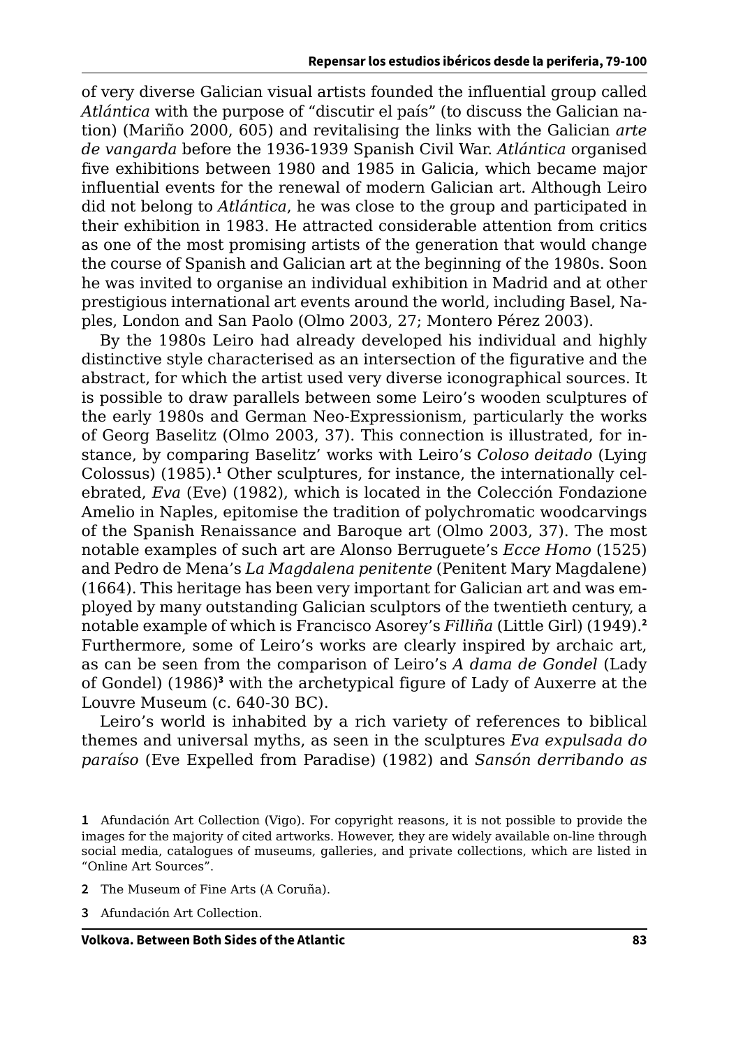of very diverse Galician visual artists founded the influential group called *Atlántica* with the purpose of "discutir el país" (to discuss the Galician nation) (Mariño 2000, 605) and revitalising the links with the Galician *arte de vangarda* before the 1936-1939 Spanish Civil War. *Atlántica* organised five exhibitions between 1980 and 1985 in Galicia, which became major influential events for the renewal of modern Galician art. Although Leiro did not belong to *Atlántica*, he was close to the group and participated in their exhibition in 1983. He attracted considerable attention from critics as one of the most promising artists of the generation that would change the course of Spanish and Galician art at the beginning of the 1980s. Soon he was invited to organise an individual exhibition in Madrid and at other prestigious international art events around the world, including Basel, Naples, London and San Paolo (Olmo 2003, 27; Montero Pérez 2003).

By the 1980s Leiro had already developed his individual and highly distinctive style characterised as an intersection of the figurative and the abstract, for which the artist used very diverse iconographical sources. It is possible to draw parallels between some Leiro's wooden sculptures of the early 1980s and German Neo-Expressionism, particularly the works of Georg Baselitz (Olmo 2003, 37). This connection is illustrated, for instance, by comparing Baselitz' works with Leiro's *Coloso deitado* (Lying Colossus) (1985).[1] Other sculptures, for instance, the internationally celebrated, *Eva* (Eve) (1982), which is located in the Colección Fondazione Amelio in Naples, epitomise the tradition of polychromatic woodcarvings of the Spanish Renaissance and Baroque art (Olmo 2003, 37). The most notable examples of such art are Alonso Berruguete's *Ecce Homo* (1525) and Pedro de Mena's *La Magdalena penitente* (Penitent Mary Magdalene) (1664). This heritage has been very important for Galician art and was employed by many outstanding Galician sculptors of the twentieth century, a notable example of which is Francisco Asorey's *Filliña* (Little Girl) (1949).[2] Furthermore, some of Leiro's works are clearly inspired by archaic art, as can be seen from the comparison of Leiro's *A dama de Gondel* (Lady of Gondel) (1986)[3] with the archetypical figure of Lady of Auxerre at the Louvre Museum (c. 640-30 BC).

Leiro's world is inhabited by a rich variety of references to biblical themes and universal myths, as seen in the sculptures *Eva expulsada do paraíso* (Eve Expelled from Paradise) (1982) and *Sansón derribando as*

**1** Afundación Art Collection (Vigo). For copyright reasons, it is not possible to provide the images for the majority of cited artworks. However, they are widely available on-line through social media, catalogues of museums, galleries, and private collections, which are listed in "Online Art Sources".

**2** The Museum of Fine Arts (A Coruña).

**3** Afundación Art Collection.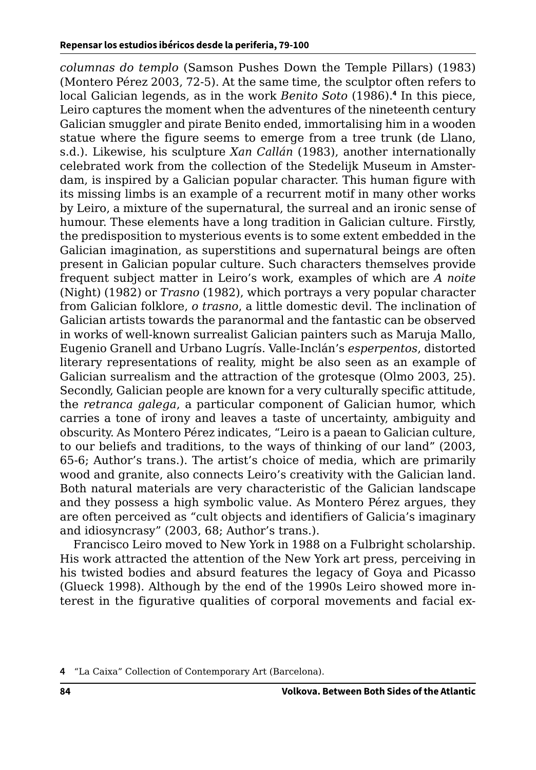*columnas do templo* (Samson Pushes Down the Temple Pillars) (1983) (Montero Pérez 2003, 72-5). At the same time, the sculptor often refers to local Galician legends, as in the work *Benito Soto* (1986).[4] In this piece, Leiro captures the moment when the adventures of the nineteenth century Galician smuggler and pirate Benito ended, immortalising him in a wooden statue where the figure seems to emerge from a tree trunk (de Llano, s.d.). Likewise, his sculpture *Xan Callán* (1983), another internationally celebrated work from the collection of the Stedelijk Museum in Amsterdam, is inspired by a Galician popular character. This human figure with its missing limbs is an example of a recurrent motif in many other works by Leiro, a mixture of the supernatural, the surreal and an ironic sense of humour. These elements have a long tradition in Galician culture. Firstly, the predisposition to mysterious events is to some extent embedded in the Galician imagination, as superstitions and supernatural beings are often present in Galician popular culture. Such characters themselves provide frequent subject matter in Leiro's work, examples of which are *A noite* (Night) (1982) or *Trasno* (1982), which portrays a very popular character from Galician folklore, *o trasno*, a little domestic devil. The inclination of Galician artists towards the paranormal and the fantastic can be observed in works of well-known surrealist Galician painters such as Maruja Mallo, Eugenio Granell and Urbano Lugrís. Valle-Inclán's *esperpentos*, distorted literary representations of reality, might be also seen as an example of Galician surrealism and the attraction of the grotesque (Olmo 2003, 25). Secondly, Galician people are known for a very culturally specific attitude, the *retranca galega*, a particular component of Galician humor, which carries a tone of irony and leaves a taste of uncertainty, ambiguity and obscurity. As Montero Pérez indicates, "Leiro is a paean to Galician culture, to our beliefs and traditions, to the ways of thinking of our land" (2003, 65-6; Author's trans.). The artist's choice of media, which are primarily wood and granite, also connects Leiro's creativity with the Galician land. Both natural materials are very characteristic of the Galician landscape and they possess a high symbolic value. As Montero Pérez argues, they are often perceived as "cult objects and identifiers of Galicia's imaginary and idiosyncrasy" (2003, 68; Author's trans.).

Francisco Leiro moved to New York in 1988 on a Fulbright scholarship. His work attracted the attention of the New York art press, perceiving in his twisted bodies and absurd features the legacy of Goya and Picasso (Glueck 1998). Although by the end of the 1990s Leiro showed more interest in the figurative qualities of corporal movements and facial ex-

4 "La Caixa" Collection of Contemporary Art (Barcelona).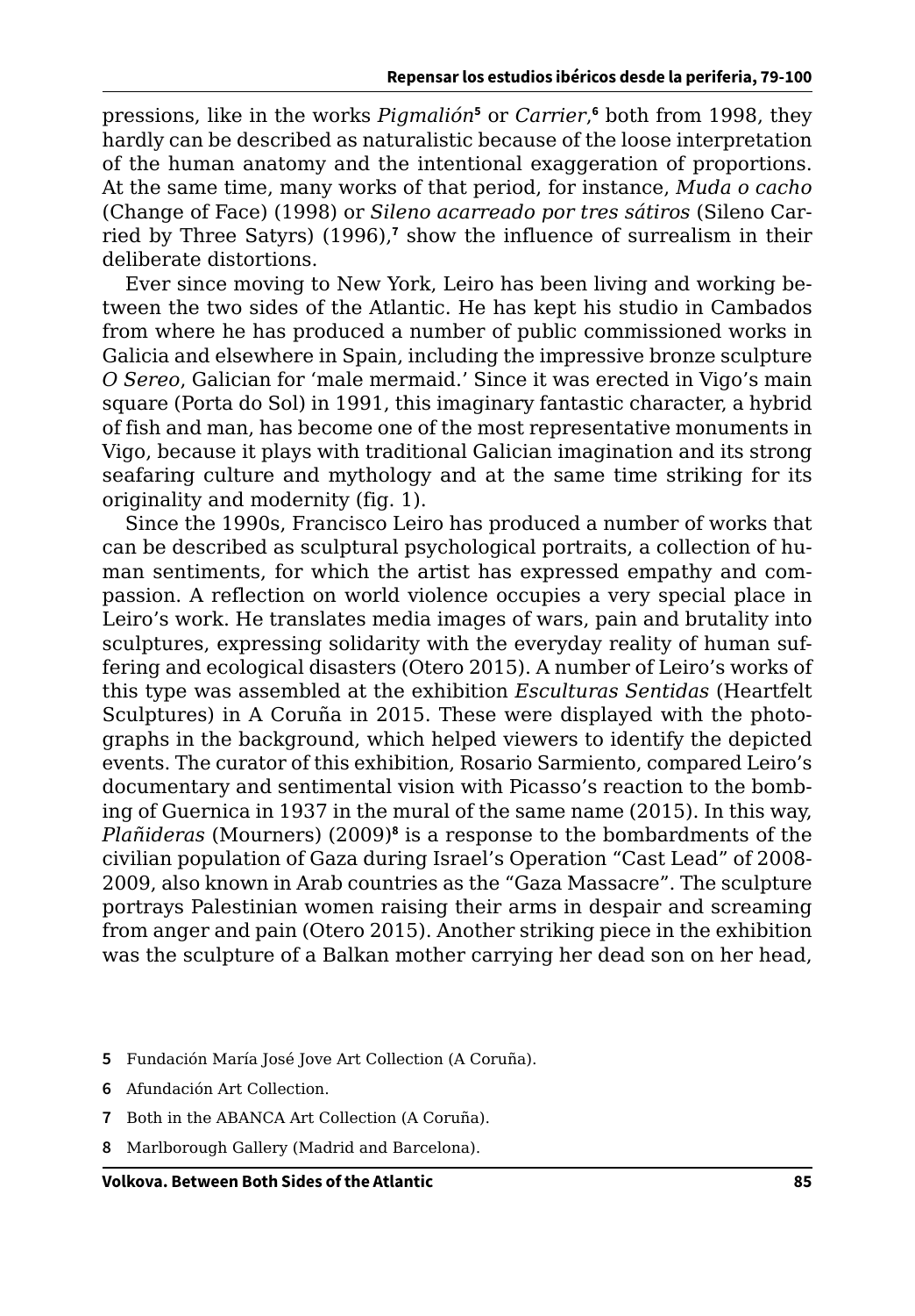pressions, like in the works *Pigmalión*[5] or *Carrier*,[6] both from 1998, they hardly can be described as naturalistic because of the loose interpretation of the human anatomy and the intentional exaggeration of proportions. At the same time, many works of that period, for instance, *Muda o cacho* (Change of Face) (1998) or *Sileno acarreado por tres sátiros* (Sileno Carried by Three Satyrs) (1996),[7] show the influence of surrealism in their deliberate distortions.

Ever since moving to New York, Leiro has been living and working between the two sides of the Atlantic. He has kept his studio in Cambados from where he has produced a number of public commissioned works in Galicia and elsewhere in Spain, including the impressive bronze sculpture *O Sereo*, Galician for 'male mermaid.' Since it was erected in Vigo's main square (Porta do Sol) in 1991, this imaginary fantastic character, a hybrid of fish and man, has become one of the most representative monuments in Vigo, because it plays with traditional Galician imagination and its strong seafaring culture and mythology and at the same time striking for its originality and modernity (fig. 1).

Since the 1990s, Francisco Leiro has produced a number of works that can be described as sculptural psychological portraits, a collection of human sentiments, for which the artist has expressed empathy and compassion. A reflection on world violence occupies a very special place in Leiro's work. He translates media images of wars, pain and brutality into sculptures, expressing solidarity with the everyday reality of human suffering and ecological disasters (Otero 2015). A number of Leiro's works of this type was assembled at the exhibition *Esculturas Sentidas* (Heartfelt Sculptures) in A Coruña in 2015. These were displayed with the photographs in the background, which helped viewers to identify the depicted events. The curator of this exhibition, Rosario Sarmiento, compared Leiro's documentary and sentimental vision with Picasso's reaction to the bombing of Guernica in 1937 in the mural of the same name (2015). In this way, *Plañideras* (Mourners) (2009)[8] is a response to the bombardments of the civilian population of Gaza during Israel's Operation "Cast Lead" of 2008-2009, also known in Arab countries as the "Gaza Massacre". The sculpture portrays Palestinian women raising their arms in despair and screaming from anger and pain (Otero 2015). Another striking piece in the exhibition was the sculpture of a Balkan mother carrying her dead son on her head,

5 Fundación María José Jove Art Collection (A Coruña).

6 Afundación Art Collection.

7 Both in the ABANCA Art Collection (A Coruña).

8 Marlborough Gallery (Madrid and Barcelona).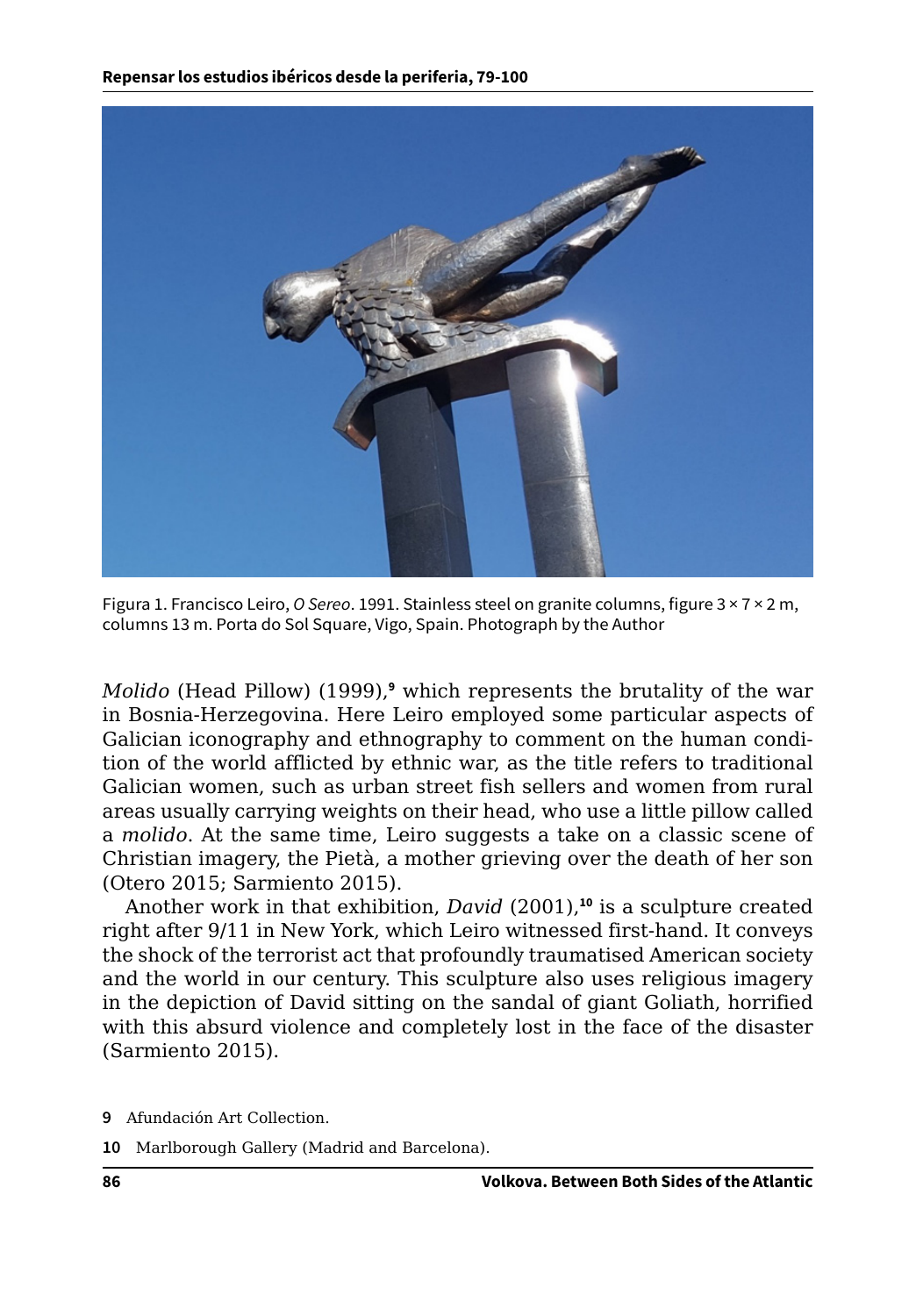Figura 1. Francisco Leiro, *O Sereo*. 1991. Stainless steel on granite columns, figure 3 × 7 × 2 m, columns 13 m. Porta do Sol Square, Vigo, Spain. Photograph by the Author

*Molido* (Head Pillow) (1999),[9] which represents the brutality of the war in Bosnia-Herzegovina. Here Leiro employed some particular aspects of Galician iconography and ethnography to comment on the human condition of the world afflicted by ethnic war, as the title refers to traditional Galician women, such as urban street fish sellers and women from rural areas usually carrying weights on their head, who use a little pillow called a *molido*. At the same time, Leiro suggests a take on a classic scene of Christian imagery, the Pietà, a mother grieving over the death of her son (Otero 2015; Sarmiento 2015).

Another work in that exhibition, *David* (2001),[10] is a sculpture created right after 9/11 in New York, which Leiro witnessed first-hand. It conveys the shock of the terrorist act that profoundly traumatised American society and the world in our century. This sculpture also uses religious imagery in the depiction of David sitting on the sandal of giant Goliath, horrified with this absurd violence and completely lost in the face of the disaster (Sarmiento 2015).

9 Afundación Art Collection.

10 Marlborough Gallery (Madrid and Barcelona).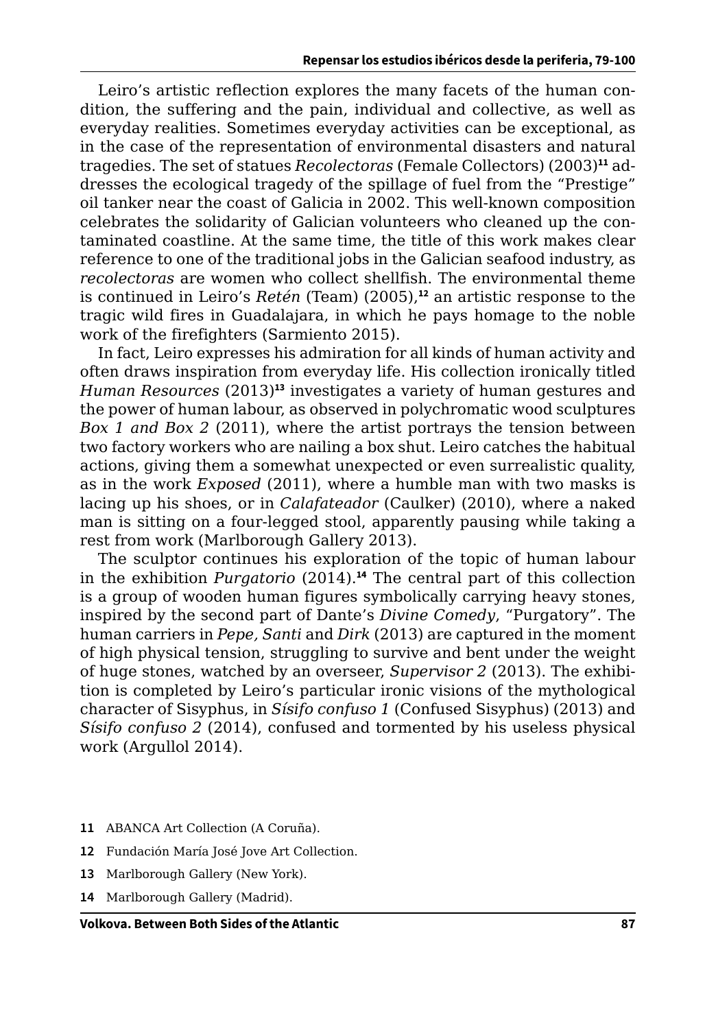Leiro's artistic reflection explores the many facets of the human condition, the suffering and the pain, individual and collective, as well as everyday realities. Sometimes everyday activities can be exceptional, as in the case of the representation of environmental disasters and natural tragedies. The set of statues *Recolectoras* (Female Collectors) (2003)[11] addresses the ecological tragedy of the spillage of fuel from the "Prestige" oil tanker near the coast of Galicia in 2002. This well-known composition celebrates the solidarity of Galician volunteers who cleaned up the contaminated coastline. At the same time, the title of this work makes clear reference to one of the traditional jobs in the Galician seafood industry, as *recolectoras* are women who collect shellfish. The environmental theme is continued in Leiro's *Retén* (Team) (2005),[12] an artistic response to the tragic wild fires in Guadalajara, in which he pays homage to the noble work of the firefighters (Sarmiento 2015).

In fact, Leiro expresses his admiration for all kinds of human activity and often draws inspiration from everyday life. His collection ironically titled *Human Resources* (2013)[13] investigates a variety of human gestures and the power of human labour, as observed in polychromatic wood sculptures *Box 1 and Box 2* (2011), where the artist portrays the tension between two factory workers who are nailing a box shut. Leiro catches the habitual actions, giving them a somewhat unexpected or even surrealistic quality, as in the work *Exposed* (2011), where a humble man with two masks is lacing up his shoes, or in *Calafateador* (Caulker) (2010), where a naked man is sitting on a four-legged stool, apparently pausing while taking a rest from work (Marlborough Gallery 2013).

The sculptor continues his exploration of the topic of human labour in the exhibition *Purgatorio* (2014).[14] The central part of this collection is a group of wooden human figures symbolically carrying heavy stones, inspired by the second part of Dante's *Divine Comedy*, "Purgatory". The human carriers in *Pepe, Santi* and *Dirk* (2013) are captured in the moment of high physical tension, struggling to survive and bent under the weight of huge stones, watched by an overseer, *Supervisor 2* (2013). The exhibition is completed by Leiro's particular ironic visions of the mythological character of Sisyphus, in *Sísifo confuso 1* (Confused Sisyphus) (2013) and *Sísifo confuso 2* (2014), confused and tormented by his useless physical work (Argullol 2014).

**11** ABANCA Art Collection (A Coruña).

**12** Fundación María José Jove Art Collection.

**13** Marlborough Gallery (New York).

**14** Marlborough Gallery (Madrid).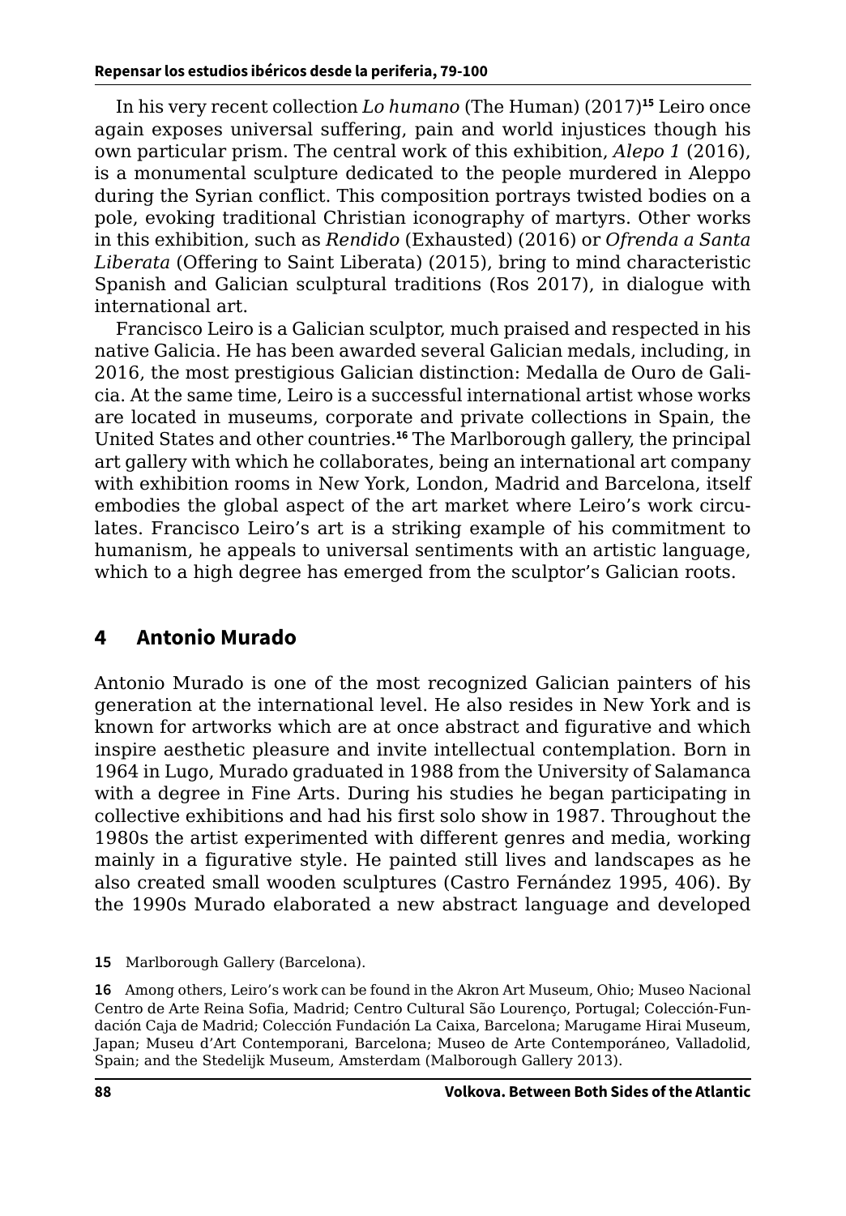In his very recent collection *Lo humano* (The Human) (2017)[15] Leiro once again exposes universal suffering, pain and world injustices though his own particular prism. The central work of this exhibition, *Alepo 1* (2016), is a monumental sculpture dedicated to the people murdered in Aleppo during the Syrian conflict. This composition portrays twisted bodies on a pole, evoking traditional Christian iconography of martyrs. Other works in this exhibition, such as *Rendido* (Exhausted) (2016) or *Ofrenda a Santa Liberata* (Offering to Saint Liberata) (2015), bring to mind characteristic Spanish and Galician sculptural traditions (Ros 2017), in dialogue with international art.

Francisco Leiro is a Galician sculptor, much praised and respected in his native Galicia. He has been awarded several Galician medals, including, in 2016, the most prestigious Galician distinction: Medalla de Ouro de Galicia. At the same time, Leiro is a successful international artist whose works are located in museums, corporate and private collections in Spain, the United States and other countries.[16] The Marlborough gallery, the principal art gallery with which he collaborates, being an international art company with exhibition rooms in New York, London, Madrid and Barcelona, itself embodies the global aspect of the art market where Leiro's work circulates. Francisco Leiro's art is a striking example of his commitment to humanism, he appeals to universal sentiments with an artistic language, which to a high degree has emerged from the sculptor's Galician roots.

## 4 Antonio Murado

Antonio Murado is one of the most recognized Galician painters of his generation at the international level. He also resides in New York and is known for artworks which are at once abstract and figurative and which inspire aesthetic pleasure and invite intellectual contemplation. Born in 1964 in Lugo, Murado graduated in 1988 from the University of Salamanca with a degree in Fine Arts. During his studies he began participating in collective exhibitions and had his first solo show in 1987. Throughout the 1980s the artist experimented with different genres and media, working mainly in a figurative style. He painted still lives and landscapes as he also created small wooden sculptures (Castro Fernández 1995, 406). By the 1990s Murado elaborated a new abstract language and developed

15 Marlborough Gallery (Barcelona).

16 Among others, Leiro's work can be found in the Akron Art Museum, Ohio; Museo Nacional Centro de Arte Reina Sofia, Madrid; Centro Cultural São Lourenço, Portugal; Colección-Fundación Caja de Madrid; Colección Fundación La Caixa, Barcelona; Marugame Hirai Museum, Japan; Museu d'Art Contemporani, Barcelona; Museo de Arte Contemporáneo, Valladolid, Spain; and the Stedelijk Museum, Amsterdam (Malborough Gallery 2013).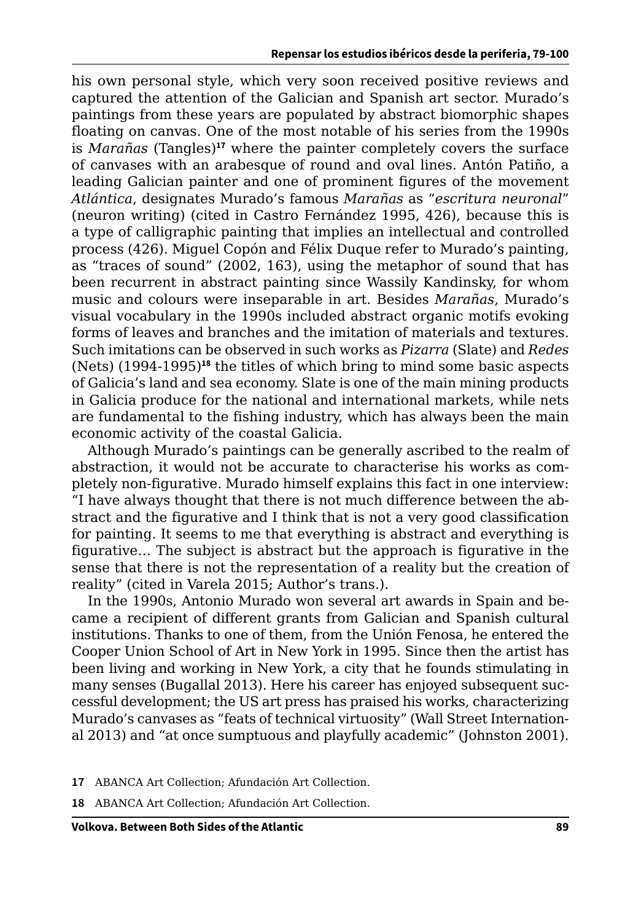his own personal style, which very soon received positive reviews and captured the attention of the Galician and Spanish art sector. Murado's paintings from these years are populated by abstract biomorphic shapes floating on canvas. One of the most notable of his series from the 1990s is *Marañas* (Tangles)[17] where the painter completely covers the surface of canvases with an arabesque of round and oval lines. Antón Patiño, a leading Galician painter and one of prominent figures of the movement *Atlántica*, designates Murado's famous *Marañas* as "*escritura neuronal*" (neuron writing) (cited in Castro Fernández 1995, 426), because this is a type of calligraphic painting that implies an intellectual and controlled process (426). Miguel Copón and Félix Duque refer to Murado's painting, as "traces of sound" (2002, 163), using the metaphor of sound that has been recurrent in abstract painting since Wassily Kandinsky, for whom music and colours were inseparable in art. Besides *Marañas*, Murado's visual vocabulary in the 1990s included abstract organic motifs evoking forms of leaves and branches and the imitation of materials and textures. Such imitations can be observed in such works as *Pizarra* (Slate) and *Redes* (Nets) (1994-1995)[18] the titles of which bring to mind some basic aspects of Galicia's land and sea economy. Slate is one of the main mining products in Galicia produce for the national and international markets, while nets are fundamental to the fishing industry, which has always been the main economic activity of the coastal Galicia.

Although Murado's paintings can be generally ascribed to the realm of abstraction, it would not be accurate to characterise his works as completely non-figurative. Murado himself explains this fact in one interview: "I have always thought that there is not much difference between the abstract and the figurative and I think that is not a very good classification for painting. It seems to me that everything is abstract and everything is figurative… The subject is abstract but the approach is figurative in the sense that there is not the representation of a reality but the creation of reality" (cited in Varela 2015; Author's trans.).

In the 1990s, Antonio Murado won several art awards in Spain and became a recipient of different grants from Galician and Spanish cultural institutions. Thanks to one of them, from the Unión Fenosa, he entered the Cooper Union School of Art in New York in 1995. Since then the artist has been living and working in New York, a city that he founds stimulating in many senses (Bugallal 2013). Here his career has enjoyed subsequent successful development; the US art press has praised his works, characterizing Murado's canvases as "feats of technical virtuosity" (Wall Street International 2013) and "at once sumptuous and playfully academic" (Johnston 2001).

17 ABANCA Art Collection; Afundación Art Collection.

18 ABANCA Art Collection; Afundación Art Collection.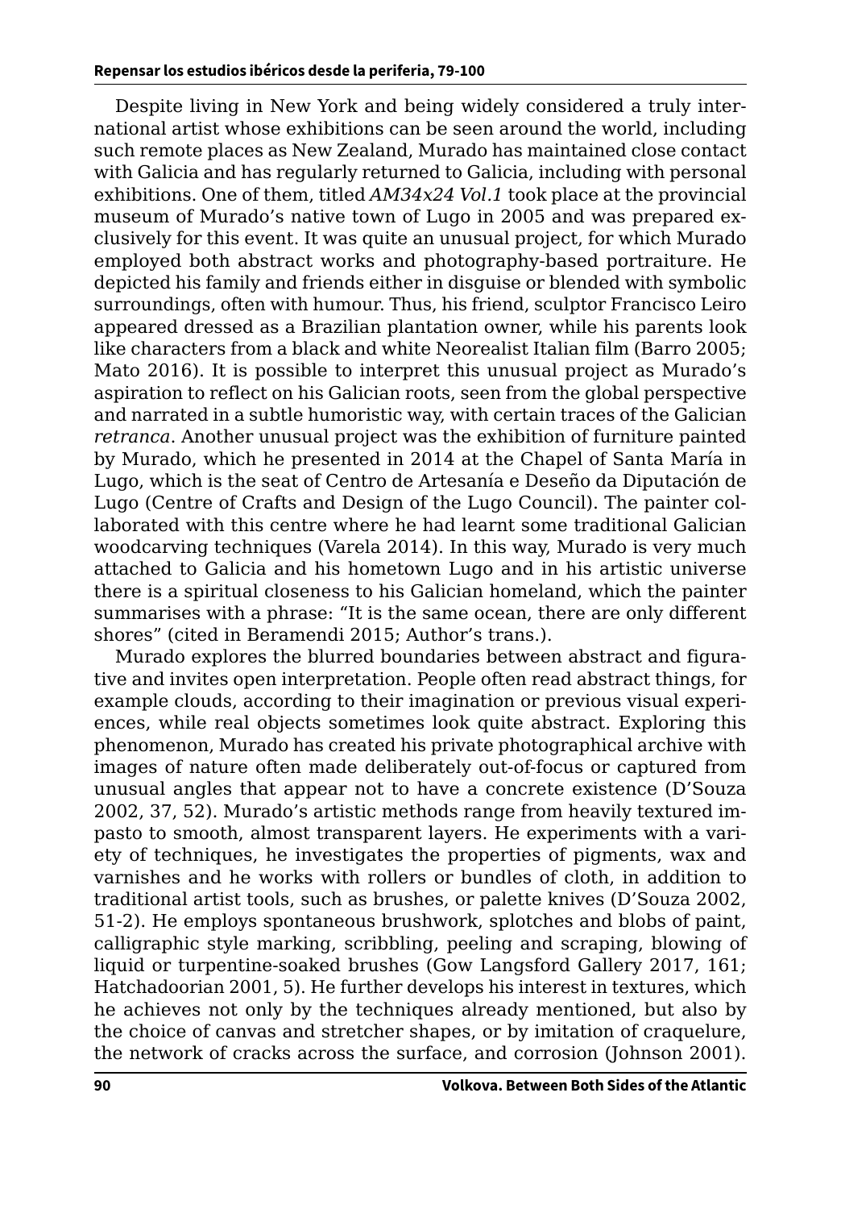Despite living in New York and being widely considered a truly international artist whose exhibitions can be seen around the world, including such remote places as New Zealand, Murado has maintained close contact with Galicia and has regularly returned to Galicia, including with personal exhibitions. One of them, titled *AM34x24 Vol.1* took place at the provincial museum of Murado's native town of Lugo in 2005 and was prepared exclusively for this event. It was quite an unusual project, for which Murado employed both abstract works and photography-based portraiture. He depicted his family and friends either in disguise or blended with symbolic surroundings, often with humour. Thus, his friend, sculptor Francisco Leiro appeared dressed as a Brazilian plantation owner, while his parents look like characters from a black and white Neorealist Italian film (Barro 2005; Mato 2016). It is possible to interpret this unusual project as Murado's aspiration to reflect on his Galician roots, seen from the global perspective and narrated in a subtle humoristic way, with certain traces of the Galician *retranca*. Another unusual project was the exhibition of furniture painted by Murado, which he presented in 2014 at the Chapel of Santa María in Lugo, which is the seat of Centro de Artesanía e Deseño da Diputación de Lugo (Centre of Crafts and Design of the Lugo Council). The painter collaborated with this centre where he had learnt some traditional Galician woodcarving techniques (Varela 2014). In this way, Murado is very much attached to Galicia and his hometown Lugo and in his artistic universe there is a spiritual closeness to his Galician homeland, which the painter summarises with a phrase: "It is the same ocean, there are only different shores" (cited in Beramendi 2015; Author's trans.).

Murado explores the blurred boundaries between abstract and figurative and invites open interpretation. People often read abstract things, for example clouds, according to their imagination or previous visual experiences, while real objects sometimes look quite abstract. Exploring this phenomenon, Murado has created his private photographical archive with images of nature often made deliberately out-of-focus or captured from unusual angles that appear not to have a concrete existence (D'Souza 2002, 37, 52). Murado's artistic methods range from heavily textured impasto to smooth, almost transparent layers. He experiments with a variety of techniques, he investigates the properties of pigments, wax and varnishes and he works with rollers or bundles of cloth, in addition to traditional artist tools, such as brushes, or palette knives (D'Souza 2002, 51-2). He employs spontaneous brushwork, splotches and blobs of paint, calligraphic style marking, scribbling, peeling and scraping, blowing of liquid or turpentine-soaked brushes (Gow Langsford Gallery 2017, 161; Hatchadoorian 2001, 5). He further develops his interest in textures, which he achieves not only by the techniques already mentioned, but also by the choice of canvas and stretcher shapes, or by imitation of craquelure, the network of cracks across the surface, and corrosion (Johnson 2001).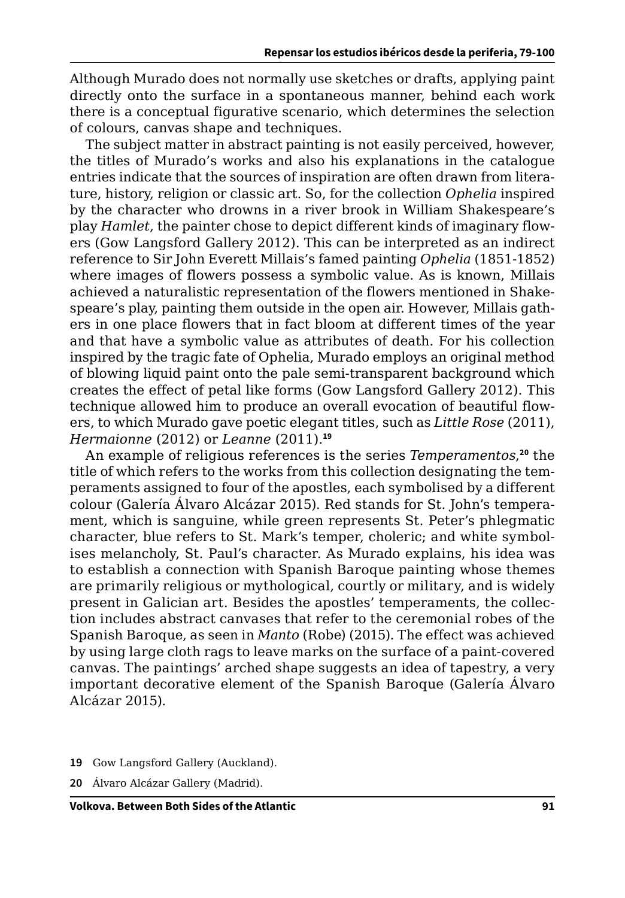Although Murado does not normally use sketches or drafts, applying paint directly onto the surface in a spontaneous manner, behind each work there is a conceptual figurative scenario, which determines the selection of colours, canvas shape and techniques.

The subject matter in abstract painting is not easily perceived, however, the titles of Murado's works and also his explanations in the catalogue entries indicate that the sources of inspiration are often drawn from literature, history, religion or classic art. So, for the collection *Ophelia* inspired by the character who drowns in a river brook in William Shakespeare's play *Hamlet*, the painter chose to depict different kinds of imaginary flowers (Gow Langsford Gallery 2012). This can be interpreted as an indirect reference to Sir John Everett Millais's famed painting *Ophelia* (1851-1852) where images of flowers possess a symbolic value. As is known, Millais achieved a naturalistic representation of the flowers mentioned in Shakespeare's play, painting them outside in the open air. However, Millais gathers in one place flowers that in fact bloom at different times of the year and that have a symbolic value as attributes of death. For his collection inspired by the tragic fate of Ophelia, Murado employs an original method of blowing liquid paint onto the pale semi-transparent background which creates the effect of petal like forms (Gow Langsford Gallery 2012). This technique allowed him to produce an overall evocation of beautiful flowers, to which Murado gave poetic elegant titles, such as *Little Rose* (2011), *Hermaionne* (2012) or *Leanne* (2011).[19]

An example of religious references is the series *Temperamentos*,[20] the title of which refers to the works from this collection designating the temperaments assigned to four of the apostles, each symbolised by a different colour (Galería Álvaro Alcázar 2015). Red stands for St. John's temperament, which is sanguine, while green represents St. Peter's phlegmatic character, blue refers to St. Mark's temper, choleric; and white symbolises melancholy, St. Paul's character. As Murado explains, his idea was to establish a connection with Spanish Baroque painting whose themes are primarily religious or mythological, courtly or military, and is widely present in Galician art. Besides the apostles' temperaments, the collection includes abstract canvases that refer to the ceremonial robes of the Spanish Baroque, as seen in *Manto* (Robe) (2015). The effect was achieved by using large cloth rags to leave marks on the surface of a paint-covered canvas. The paintings' arched shape suggests an idea of tapestry, a very important decorative element of the Spanish Baroque (Galería Álvaro Alcázar 2015).

**19** Gow Langsford Gallery (Auckland).

**20** Álvaro Alcázar Gallery (Madrid).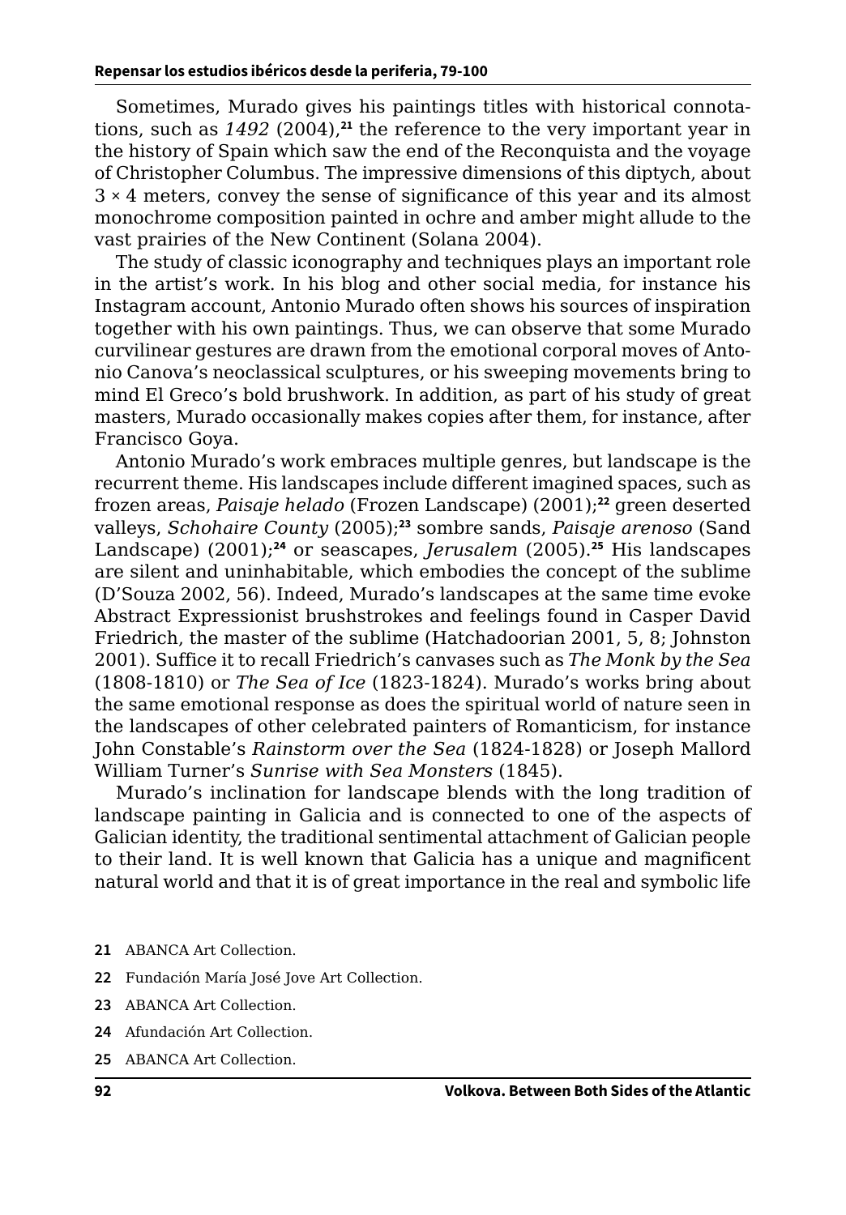Sometimes, Murado gives his paintings titles with historical connotations, such as *1492* (2004),[21] the reference to the very important year in the history of Spain which saw the end of the Reconquista and the voyage of Christopher Columbus. The impressive dimensions of this diptych, about 3 × 4 meters, convey the sense of significance of this year and its almost monochrome composition painted in ochre and amber might allude to the vast prairies of the New Continent (Solana 2004).

The study of classic iconography and techniques plays an important role in the artist's work. In his blog and other social media, for instance his Instagram account, Antonio Murado often shows his sources of inspiration together with his own paintings. Thus, we can observe that some Murado curvilinear gestures are drawn from the emotional corporal moves of Antonio Canova's neoclassical sculptures, or his sweeping movements bring to mind El Greco's bold brushwork. In addition, as part of his study of great masters, Murado occasionally makes copies after them, for instance, after Francisco Goya.

Antonio Murado's work embraces multiple genres, but landscape is the recurrent theme. His landscapes include different imagined spaces, such as frozen areas, *Paisaje helado* (Frozen Landscape) (2001);[22] green deserted valleys, *Schohaire County* (2005);[23] sombre sands, *Paisaje arenoso* (Sand Landscape) (2001);[24] or seascapes, *Jerusalem* (2005).[25] His landscapes are silent and uninhabitable, which embodies the concept of the sublime (D'Souza 2002, 56). Indeed, Murado's landscapes at the same time evoke Abstract Expressionist brushstrokes and feelings found in Casper David Friedrich, the master of the sublime (Hatchadoorian 2001, 5, 8; Johnston 2001). Suffice it to recall Friedrich's canvases such as *The Monk by the Sea* (1808-1810) or *The Sea of Ice* (1823-1824). Murado's works bring about the same emotional response as does the spiritual world of nature seen in the landscapes of other celebrated painters of Romanticism, for instance John Constable's *Rainstorm over the Sea* (1824-1828) or Joseph Mallord William Turner's *Sunrise with Sea Monsters* (1845).

Murado's inclination for landscape blends with the long tradition of landscape painting in Galicia and is connected to one of the aspects of Galician identity, the traditional sentimental attachment of Galician people to their land. It is well known that Galicia has a unique and magnificent natural world and that it is of great importance in the real and symbolic life

21 ABANCA Art Collection.

22 Fundación María José Jove Art Collection.

23 ABANCA Art Collection.

24 Afundación Art Collection.

25 ABANCA Art Collection.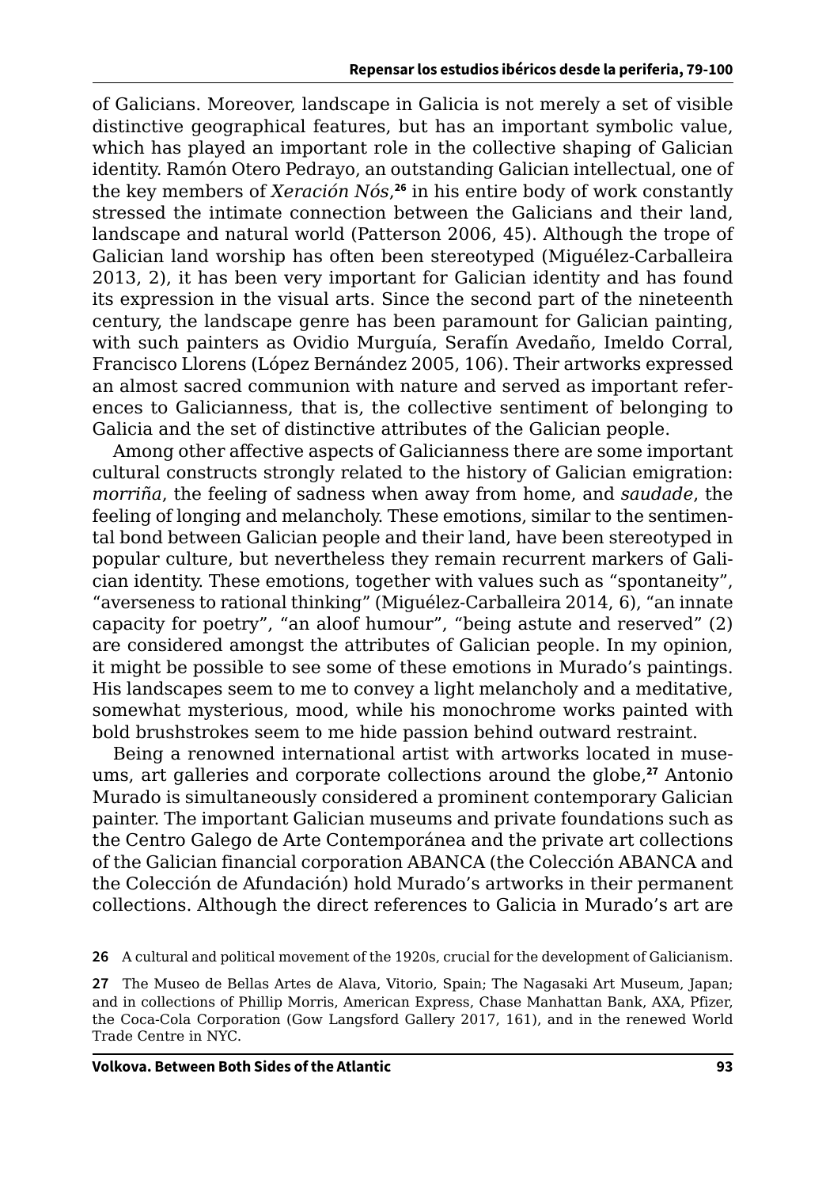of Galicians. Moreover, landscape in Galicia is not merely a set of visible distinctive geographical features, but has an important symbolic value, which has played an important role in the collective shaping of Galician identity. Ramón Otero Pedrayo, an outstanding Galician intellectual, one of the key members of *Xeración Nós*,[26] in his entire body of work constantly stressed the intimate connection between the Galicians and their land, landscape and natural world (Patterson 2006, 45). Although the trope of Galician land worship has often been stereotyped (Miguélez-Carballeira 2013, 2), it has been very important for Galician identity and has found its expression in the visual arts. Since the second part of the nineteenth century, the landscape genre has been paramount for Galician painting, with such painters as Ovidio Murguía, Serafín Avedaño, Imeldo Corral, Francisco Llorens (López Bernández 2005, 106). Their artworks expressed an almost sacred communion with nature and served as important references to Galicianness, that is, the collective sentiment of belonging to Galicia and the set of distinctive attributes of the Galician people.

Among other affective aspects of Galicianness there are some important cultural constructs strongly related to the history of Galician emigration: *morriña*, the feeling of sadness when away from home, and *saudade*, the feeling of longing and melancholy. These emotions, similar to the sentimental bond between Galician people and their land, have been stereotyped in popular culture, but nevertheless they remain recurrent markers of Galician identity. These emotions, together with values such as "spontaneity", "averseness to rational thinking" (Miguélez-Carballeira 2014, 6), "an innate capacity for poetry", "an aloof humour", "being astute and reserved" (2) are considered amongst the attributes of Galician people. In my opinion, it might be possible to see some of these emotions in Murado's paintings. His landscapes seem to me to convey a light melancholy and a meditative, somewhat mysterious, mood, while his monochrome works painted with bold brushstrokes seem to me hide passion behind outward restraint.

Being a renowned international artist with artworks located in museums, art galleries and corporate collections around the globe,[27] Antonio Murado is simultaneously considered a prominent contemporary Galician painter. The important Galician museums and private foundations such as the Centro Galego de Arte Contemporánea and the private art collections of the Galician financial corporation ABANCA (the Colección ABANCA and the Colección de Afundación) hold Murado's artworks in their permanent collections. Although the direct references to Galicia in Murado's art are

26 A cultural and political movement of the 1920s, crucial for the development of Galicianism.

27 The Museo de Bellas Artes de Alava, Vitorio, Spain; The Nagasaki Art Museum, Japan; and in collections of Phillip Morris, American Express, Chase Manhattan Bank, AXA, Pfizer, the Coca-Cola Corporation (Gow Langsford Gallery 2017, 161), and in the renewed World Trade Centre in NYC.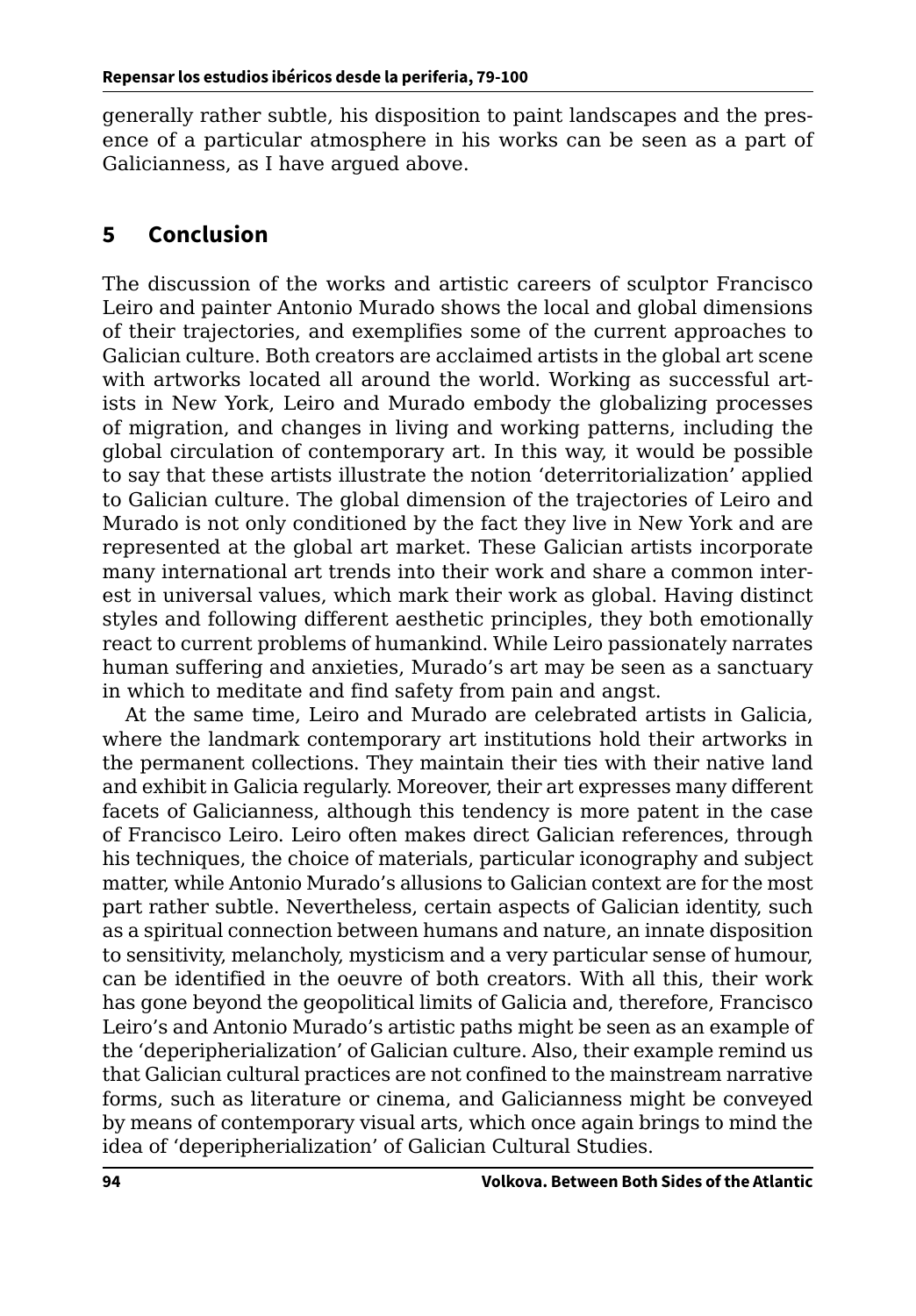generally rather subtle, his disposition to paint landscapes and the presence of a particular atmosphere in his works can be seen as a part of Galicianness, as I have argued above.

## 5 Conclusion

The discussion of the works and artistic careers of sculptor Francisco Leiro and painter Antonio Murado shows the local and global dimensions of their trajectories, and exemplifies some of the current approaches to Galician culture. Both creators are acclaimed artists in the global art scene with artworks located all around the world. Working as successful artists in New York, Leiro and Murado embody the globalizing processes of migration, and changes in living and working patterns, including the global circulation of contemporary art. In this way, it would be possible to say that these artists illustrate the notion 'deterritorialization' applied to Galician culture. The global dimension of the trajectories of Leiro and Murado is not only conditioned by the fact they live in New York and are represented at the global art market. These Galician artists incorporate many international art trends into their work and share a common interest in universal values, which mark their work as global. Having distinct styles and following different aesthetic principles, they both emotionally react to current problems of humankind. While Leiro passionately narrates human suffering and anxieties, Murado's art may be seen as a sanctuary in which to meditate and find safety from pain and angst.

At the same time, Leiro and Murado are celebrated artists in Galicia, where the landmark contemporary art institutions hold their artworks in the permanent collections. They maintain their ties with their native land and exhibit in Galicia regularly. Moreover, their art expresses many different facets of Galicianness, although this tendency is more patent in the case of Francisco Leiro. Leiro often makes direct Galician references, through his techniques, the choice of materials, particular iconography and subject matter, while Antonio Murado's allusions to Galician context are for the most part rather subtle. Nevertheless, certain aspects of Galician identity, such as a spiritual connection between humans and nature, an innate disposition to sensitivity, melancholy, mysticism and a very particular sense of humour, can be identified in the oeuvre of both creators. With all this, their work has gone beyond the geopolitical limits of Galicia and, therefore, Francisco Leiro's and Antonio Murado's artistic paths might be seen as an example of the 'deperipherialization' of Galician culture. Also, their example remind us that Galician cultural practices are not confined to the mainstream narrative forms, such as literature or cinema, and Galicianness might be conveyed by means of contemporary visual arts, which once again brings to mind the idea of 'deperipherialization' of Galician Cultural Studies.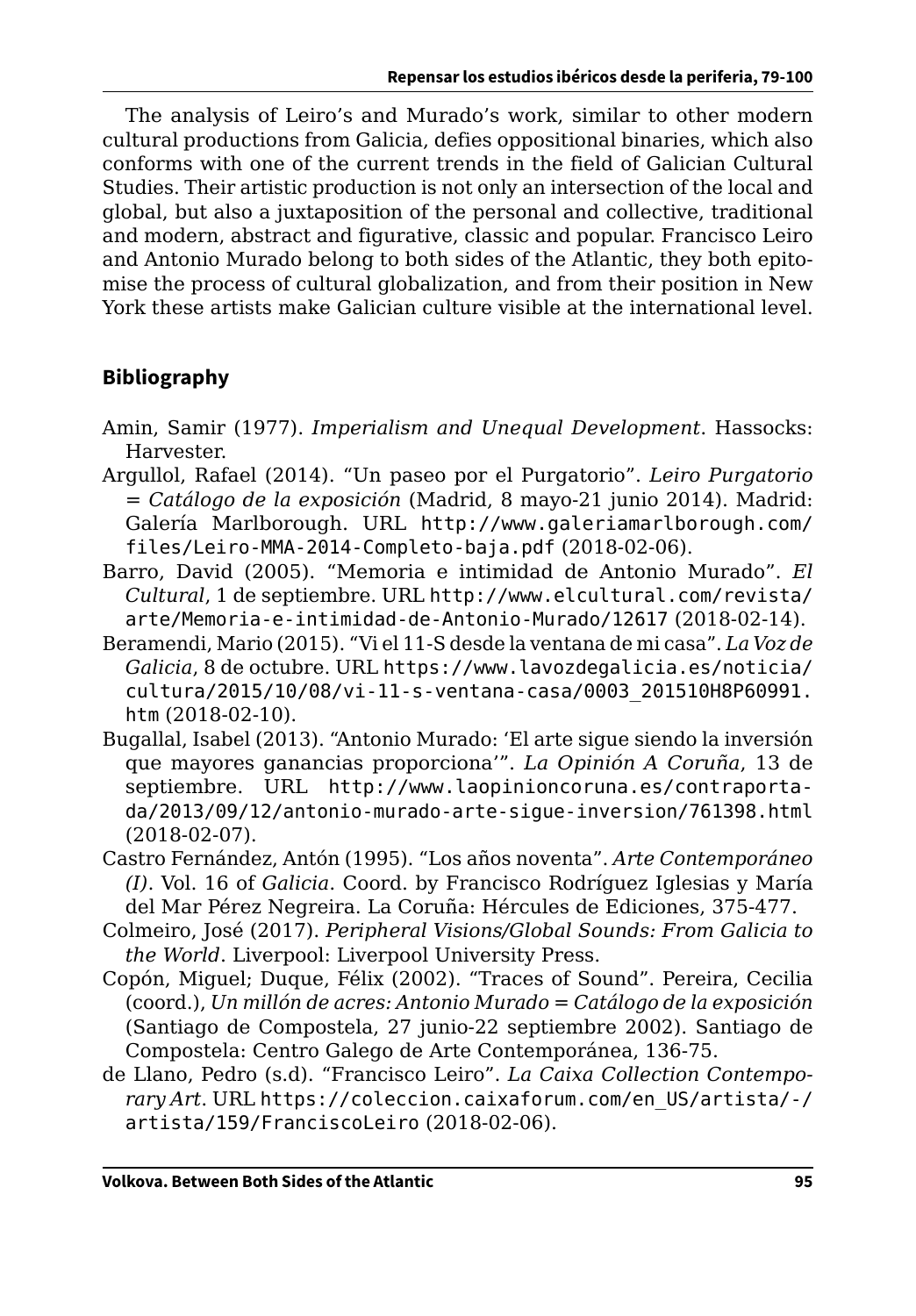The analysis of Leiro's and Murado's work, similar to other modern cultural productions from Galicia, defies oppositional binaries, which also conforms with one of the current trends in the field of Galician Cultural Studies. Their artistic production is not only an intersection of the local and global, but also a juxtaposition of the personal and collective, traditional and modern, abstract and figurative, classic and popular. Francisco Leiro and Antonio Murado belong to both sides of the Atlantic, they both epitomise the process of cultural globalization, and from their position in New York these artists make Galician culture visible at the international level.

## Bibliography

Amin, Samir (1977). *Imperialism and Unequal Development*. Hassocks: Harvester.

Argullol, Rafael (2014). "Un paseo por el Purgatorio". *Leiro Purgatorio = Catálogo de la exposición* (Madrid, 8 mayo-21 junio 2014). Madrid: Galería Marlborough. URL http://www.galeriamarlborough.com/files/Leiro-MMA-2014-Completo-baja.pdf (2018-02-06).

Barro, David (2005). "Memoria e intimidad de Antonio Murado". *El Cultural*, 1 de septiembre. URL http://www.elcultural.com/revista/arte/Memoria-e-intimidad-de-Antonio-Murado/12617 (2018-02-14).

Beramendi, Mario (2015). "Vi el 11-S desde la ventana de mi casa". *La Voz de Galicia*, 8 de octubre. URL https://www.lavozdegalicia.es/noticia/cultura/2015/10/08/vi-11-s-ventana-casa/0003_201510H8P60991.htm (2018-02-10).

Bugallal, Isabel (2013). "Antonio Murado: 'El arte sigue siendo la inversión que mayores ganancias proporciona'". *La Opinión A Coruña*, 13 de septiembre. URL http://www.laopinioncoruna.es/contraportada/2013/09/12/antonio-murado-arte-sigue-inversion/761398.html (2018-02-07).

Castro Fernández, Antón (1995). "Los años noventa". *Arte Contemporáneo (I)*. Vol. 16 of *Galicia*. Coord. by Francisco Rodríguez Iglesias y María del Mar Pérez Negreira. La Coruña: Hércules de Ediciones, 375-477.

Colmeiro, José (2017). *Peripheral Visions/Global Sounds: From Galicia to the World*. Liverpool: Liverpool University Press.

Copón, Miguel; Duque, Félix (2002). "Traces of Sound". Pereira, Cecilia (coord.), *Un millón de acres: Antonio Murado = Catálogo de la exposición* (Santiago de Compostela, 27 junio-22 septiembre 2002). Santiago de Compostela: Centro Galego de Arte Contemporánea, 136-75.

de Llano, Pedro (s.d). "Francisco Leiro". *La Caixa Collection Contemporary Art*. URL https://coleccion.caixaforum.com/en_US/artista/-/artista/159/FranciscoLeiro (2018-02-06).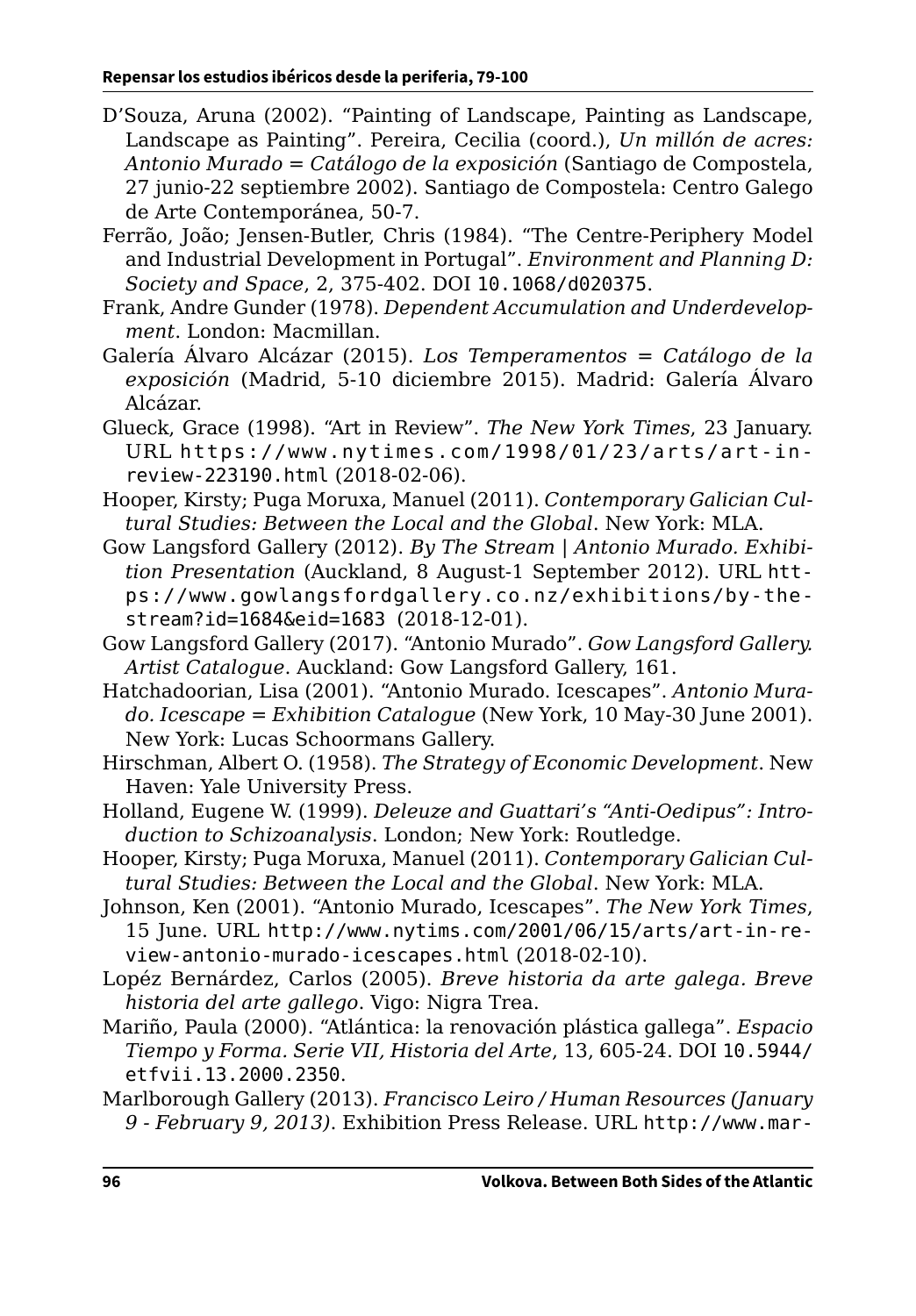D'Souza, Aruna (2002). "Painting of Landscape, Painting as Landscape, Landscape as Painting". Pereira, Cecilia (coord.), *Un millón de acres: Antonio Murado = Catálogo de la exposición* (Santiago de Compostela, 27 junio-22 septiembre 2002). Santiago de Compostela: Centro Galego de Arte Contemporánea, 50-7.

Ferrão, João; Jensen-Butler, Chris (1984). "The Centre-Periphery Model and Industrial Development in Portugal". *Environment and Planning D: Society and Space*, 2, 375-402. DOI 10.1068/d020375.

Frank, Andre Gunder (1978). *Dependent Accumulation and Underdevelopment*. London: Macmillan.

Galería Álvaro Alcázar (2015). *Los Temperamentos = Catálogo de la exposición* (Madrid, 5-10 diciembre 2015). Madrid: Galería Álvaro Alcázar.

Glueck, Grace (1998). "Art in Review". *The New York Times*, 23 January. URL https://www.nytimes.com/1998/01/23/arts/art-in-review-223190.html (2018-02-06).

Hooper, Kirsty; Puga Moruxa, Manuel (2011). *Contemporary Galician Cultural Studies: Between the Local and the Global*. New York: MLA.

Gow Langsford Gallery (2012). *By The Stream | Antonio Murado. Exhibition Presentation* (Auckland, 8 August-1 September 2012). URL https://www.gowlangsfordgallery.co.nz/exhibitions/by-the-stream?id=1684&eid=1683 (2018-12-01).

Gow Langsford Gallery (2017). "Antonio Murado". *Gow Langsford Gallery. Artist Catalogue*. Auckland: Gow Langsford Gallery, 161.

Hatchadoorian, Lisa (2001). "Antonio Murado. Icescapes". *Antonio Murado. Icescape = Exhibition Catalogue* (New York, 10 May-30 June 2001). New York: Lucas Schoormans Gallery.

Hirschman, Albert O. (1958). *The Strategy of Economic Development*. New Haven: Yale University Press.

Holland, Eugene W. (1999). *Deleuze and Guattari's "Anti-Oedipus": Introduction to Schizoanalysis*. London; New York: Routledge.

Hooper, Kirsty; Puga Moruxa, Manuel (2011). *Contemporary Galician Cultural Studies: Between the Local and the Global*. New York: MLA.

Johnson, Ken (2001). "Antonio Murado, Icescapes". *The New York Times*, 15 June. URL http://www.nytims.com/2001/06/15/arts/art-in-review-antonio-murado-icescapes.html (2018-02-10).

Lopéz Bernárdez, Carlos (2005). *Breve historia da arte galega. Breve historia del arte gallego*. Vigo: Nigra Trea.

Mariño, Paula (2000). "Atlántica: la renovación plástica gallega". *Espacio Tiempo y Forma. Serie VII, Historia del Arte*, 13, 605-24. DOI 10.5944/etfvii.13.2000.2350.

Marlborough Gallery (2013). *Francisco Leiro / Human Resources (January 9 - February 9, 2013)*. Exhibition Press Release. URL http://www.mar-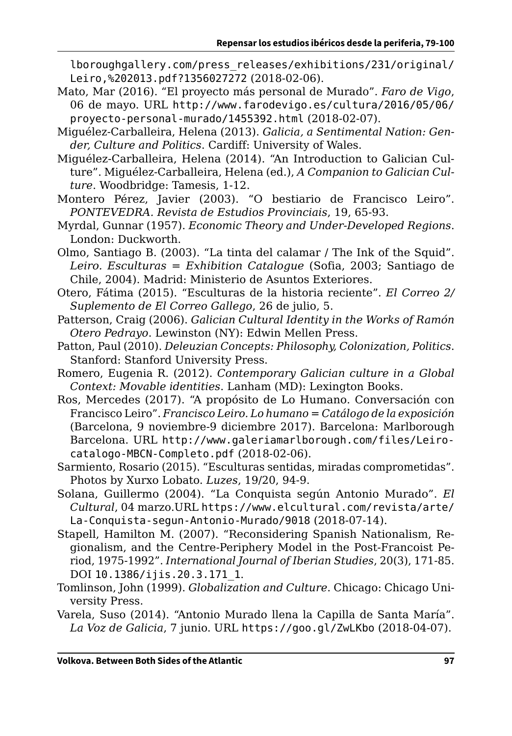lboroughgallery.com/press_releases/exhibitions/231/original/Leiro,%202013.pdf?1356027272 (2018-02-06).

Mato, Mar (2016). "El proyecto más personal de Murado". *Faro de Vigo*, 06 de mayo. URL http://www.farodevigo.es/cultura/2016/05/06/proyecto-personal-murado/1455392.html (2018-02-07).

Miguélez-Carballeira, Helena (2013). *Galicia, a Sentimental Nation: Gender, Culture and Politics*. Cardiff: University of Wales.

Miguélez-Carballeira, Helena (2014). "An Introduction to Galician Culture". Miguélez-Carballeira, Helena (ed.), *A Companion to Galician Culture*. Woodbridge: Tamesis, 1-12.

Montero Pérez, Javier (2003). "O bestiario de Francisco Leiro". *PONTEVEDRA. Revista de Estudios Provinciais*, 19, 65-93.

Myrdal, Gunnar (1957). *Economic Theory and Under-Developed Regions*. London: Duckworth.

Olmo, Santiago B. (2003). "La tinta del calamar / The Ink of the Squid". *Leiro. Esculturas = Exhibition Catalogue* (Sofia, 2003; Santiago de Chile, 2004). Madrid: Ministerio de Asuntos Exteriores.

Otero, Fátima (2015). "Esculturas de la historia reciente". *El Correo 2/Suplemento de El Correo Gallego*, 26 de julio, 5.

Patterson, Craig (2006). *Galician Cultural Identity in the Works of Ramón Otero Pedrayo*. Lewinston (NY): Edwin Mellen Press.

Patton, Paul (2010). *Deleuzian Concepts: Philosophy, Colonization, Politics*. Stanford: Stanford University Press.

Romero, Eugenia R. (2012). *Contemporary Galician culture in a Global Context: Movable identities*. Lanham (MD): Lexington Books.

Ros, Mercedes (2017). "A propósito de Lo Humano. Conversación con Francisco Leiro". *Francisco Leiro. Lo humano = Catálogo de la exposición* (Barcelona, 9 noviembre-9 diciembre 2017). Barcelona: Marlborough Barcelona. URL http://www.galeriamarlborough.com/files/Leiro-catalogo-MBCN-Completo.pdf (2018-02-06).

Sarmiento, Rosario (2015). "Esculturas sentidas, miradas comprometidas". Photos by Xurxo Lobato. *Luzes*, 19/20, 94-9.

Solana, Guillermo (2004). "La Conquista según Antonio Murado". *El Cultural*, 04 marzo.URL https://www.elcultural.com/revista/arte/La-Conquista-segun-Antonio-Murado/9018 (2018-07-14).

Stapell, Hamilton M. (2007). "Reconsidering Spanish Nationalism, Regionalism, and the Centre-Periphery Model in the Post-Francoist Period, 1975-1992". *International Journal of Iberian Studies*, 20(3), 171-85. DOI 10.1386/ijis.20.3.171_1.

Tomlinson, John (1999). *Globalization and Culture*. Chicago: Chicago University Press.

Varela, Suso (2014). "Antonio Murado llena la Capilla de Santa María". *La Voz de Galicia*, 7 junio. URL https://goo.gl/ZwLKbo (2018-04-07).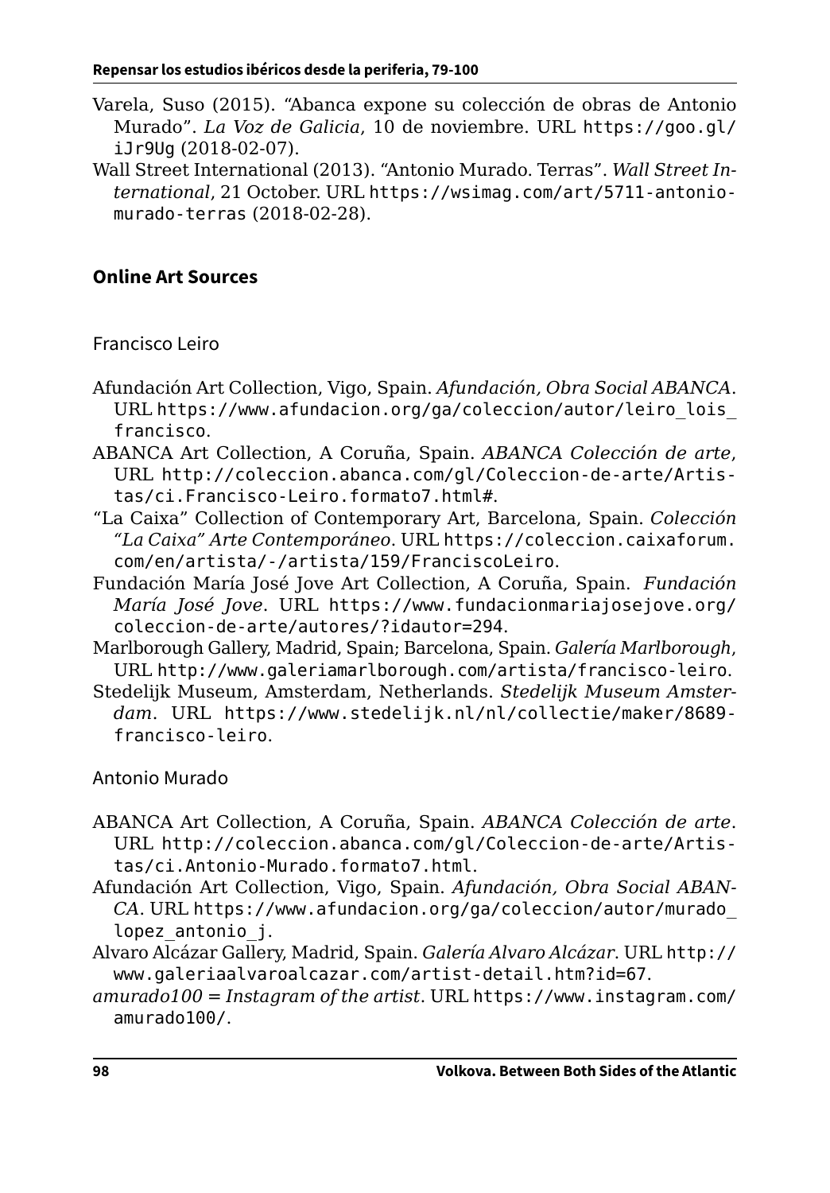Varela, Suso (2015). "Abanca expone su colección de obras de Antonio Murado". *La Voz de Galicia*, 10 de noviembre. URL https://goo.gl/iJr9Ug (2018-02-07).

Wall Street International (2013). "Antonio Murado. Terras". *Wall Street International*, 21 October. URL https://wsimag.com/art/5711-antonio-murado-terras (2018-02-28).

## Online Art Sources

### Francisco Leiro

Afundación Art Collection, Vigo, Spain. *Afundación, Obra Social ABANCA*. URL https://www.afundacion.org/ga/coleccion/autor/leiro_lois_francisco.

ABANCA Art Collection, A Coruña, Spain. *ABANCA Colección de arte*, URL http://coleccion.abanca.com/gl/Coleccion-de-arte/Artistas/ci.Francisco-Leiro.formato7.html#.

"La Caixa" Collection of Contemporary Art, Barcelona, Spain. *Colección "La Caixa" Arte Contemporáneo*. URL https://coleccion.caixaforum.com/en/artista/-/artista/159/FranciscoLeiro.

Fundación María José Jove Art Collection, A Coruña, Spain. *Fundación María José Jove*. URL https://www.fundacionmariajosejove.org/coleccion-de-arte/autores/?idautor=294.

Marlborough Gallery, Madrid, Spain; Barcelona, Spain. *Galería Marlborough*, URL http://www.galeriamarlborough.com/artista/francisco-leiro.

Stedelijk Museum, Amsterdam, Netherlands. *Stedelijk Museum Amsterdam*. URL https://www.stedelijk.nl/nl/collectie/maker/8689-francisco-leiro.

### Antonio Murado

ABANCA Art Collection, A Coruña, Spain. *ABANCA Colección de arte*. URL http://coleccion.abanca.com/gl/Coleccion-de-arte/Artistas/ci.Antonio-Murado.formato7.html.

Afundación Art Collection, Vigo, Spain. *Afundación, Obra Social ABANCA*. URL https://www.afundacion.org/ga/coleccion/autor/murado_lopez_antonio_j.

Alvaro Alcázar Gallery, Madrid, Spain. *Galería Alvaro Alcázar*. URL http://www.galeriaalvaroalcazar.com/artist-detail.htm?id=67.

*amurado100 = Instagram of the artist*. URL https://www.instagram.com/amurado100/.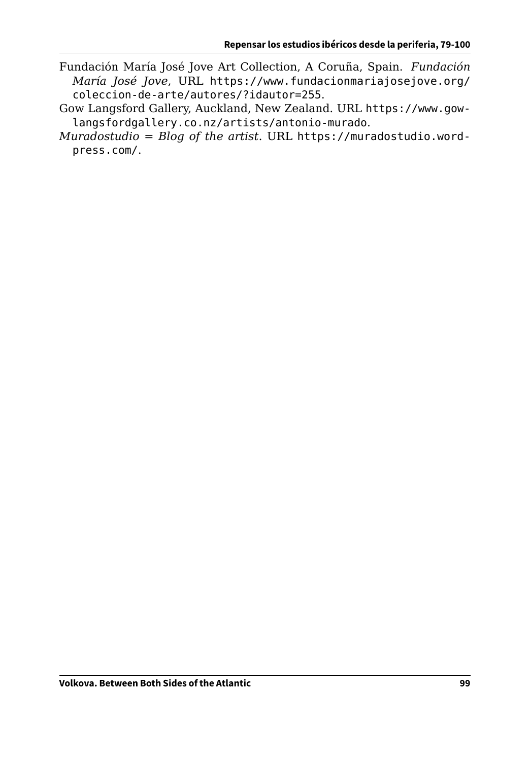Fundación María José Jove Art Collection, A Coruña, Spain. *Fundación María José Jove*, URL https://www.fundacionmariajosejove.org/coleccion-de-arte/autores/?idautor=255.

Gow Langsford Gallery, Auckland, New Zealand. URL https://www.gowlangsfordgallery.co.nz/artists/antonio-murado.

*Muradostudio = Blog of the artist*. URL https://muradostudio.wordpress.com/.